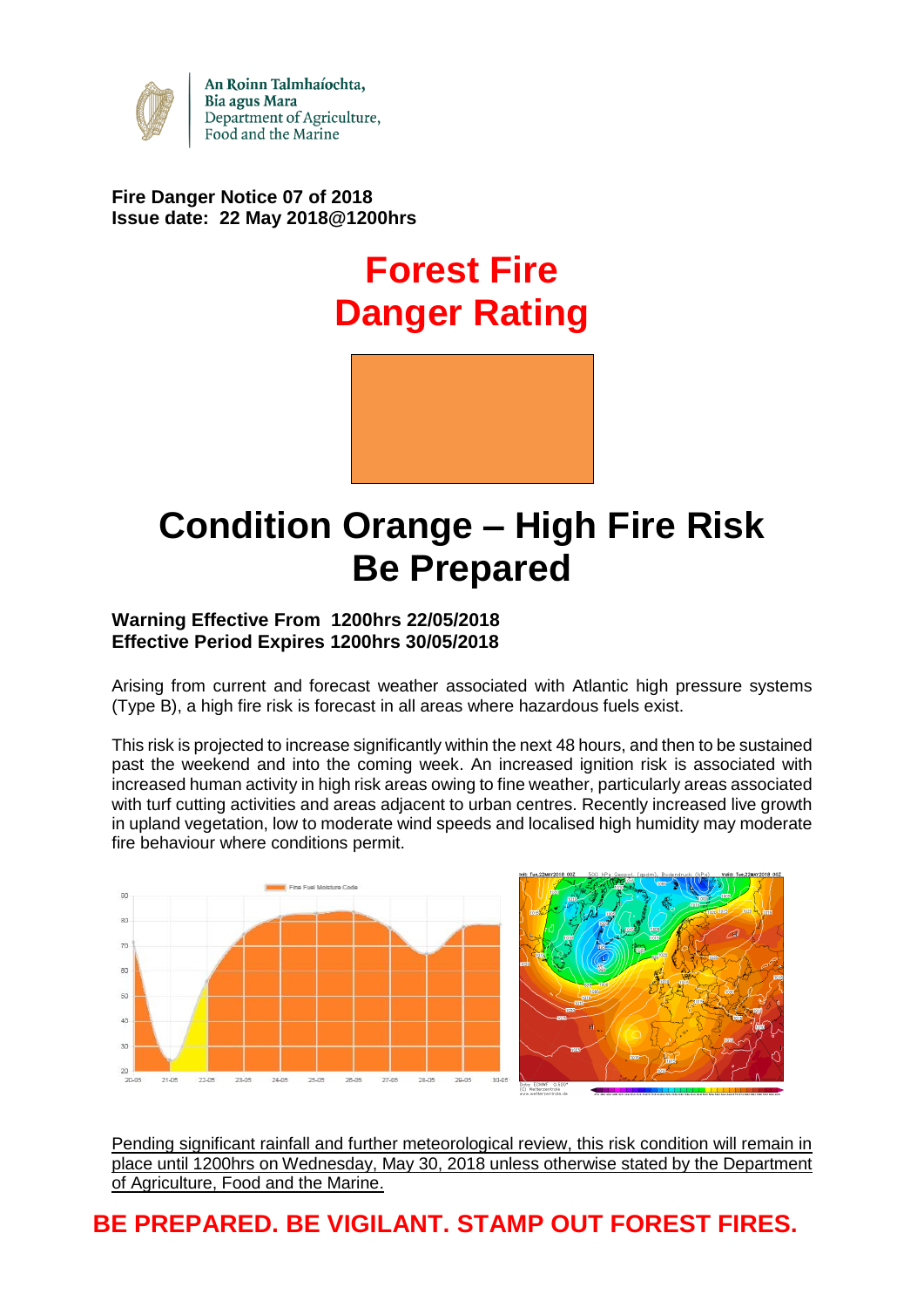An Roinn Talmhaíochta,
Bia agus Mara
Department of Agriculture,
Food and the Marine

**Fire Danger Notice 07 of 2018**
**Issue date: 22 May 2018@1200hrs**

# Forest Fire Danger Rating

# Condition Orange – High Fire Risk Be Prepared

**Warning Effective From 1200hrs 22/05/2018**
**Effective Period Expires 1200hrs 30/05/2018**

Arising from current and forecast weather associated with Atlantic high pressure systems (Type B), a high fire risk is forecast in all areas where hazardous fuels exist.

This risk is projected to increase significantly within the next 48 hours, and then to be sustained past the weekend and into the coming week. An increased ignition risk is associated with increased human activity in high risk areas owing to fine weather, particularly areas associated with turf cutting activities and areas adjacent to urban centres. Recently increased live growth in upland vegetation, low to moderate wind speeds and localised high humidity may moderate fire behaviour where conditions permit.

Pending significant rainfall and further meteorological review, this risk condition will remain in place until 1200hrs on Wednesday, May 30, 2018 unless otherwise stated by the Department of Agriculture, Food and the Marine.

**BE PREPARED. BE VIGILANT. STAMP OUT FOREST FIRES.**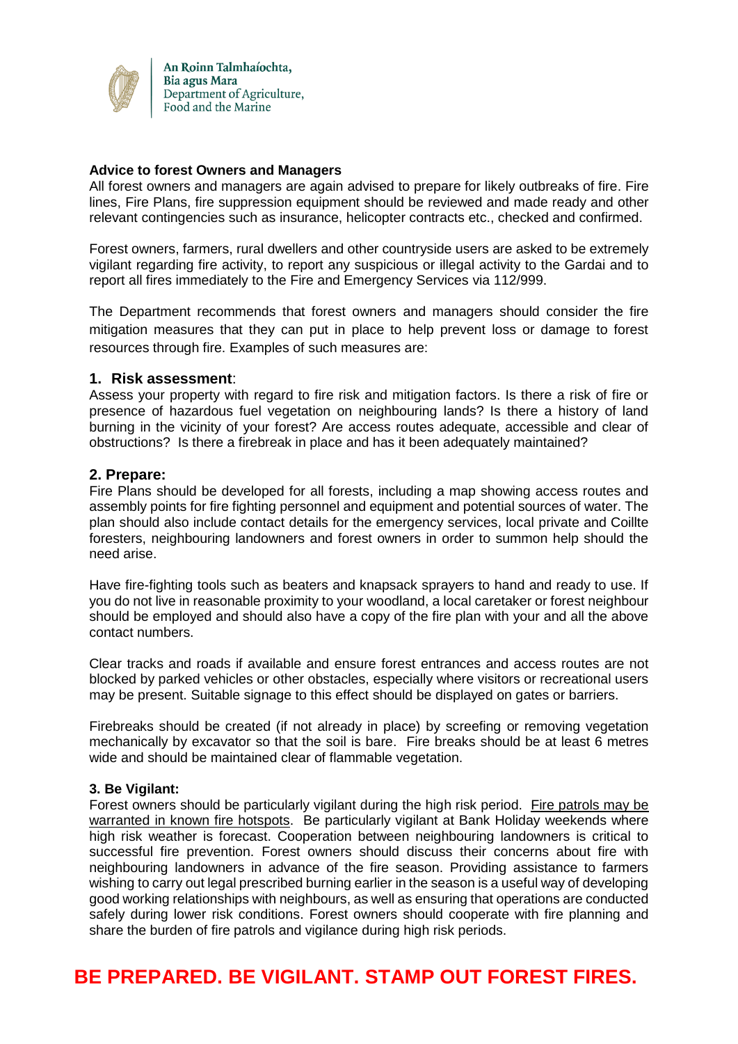An Roinn Talmhaíochta,
Bia agus Mara
Department of Agriculture,
Food and the Marine

**Advice to forest Owners and Managers**

All forest owners and managers are again advised to prepare for likely outbreaks of fire. Fire lines, Fire Plans, fire suppression equipment should be reviewed and made ready and other relevant contingencies such as insurance, helicopter contracts etc., checked and confirmed.

Forest owners, farmers, rural dwellers and other countryside users are asked to be extremely vigilant regarding fire activity, to report any suspicious or illegal activity to the Gardai and to report all fires immediately to the Fire and Emergency Services via 112/999.

The Department recommends that forest owners and managers should consider the fire mitigation measures that they can put in place to help prevent loss or damage to forest resources through fire. Examples of such measures are:

## 1. Risk assessment:

Assess your property with regard to fire risk and mitigation factors. Is there a risk of fire or presence of hazardous fuel vegetation on neighbouring lands? Is there a history of land burning in the vicinity of your forest? Are access routes adequate, accessible and clear of obstructions? Is there a firebreak in place and has it been adequately maintained?

## 2. Prepare:

Fire Plans should be developed for all forests, including a map showing access routes and assembly points for fire fighting personnel and equipment and potential sources of water. The plan should also include contact details for the emergency services, local private and Coillte foresters, neighbouring landowners and forest owners in order to summon help should the need arise.

Have fire-fighting tools such as beaters and knapsack sprayers to hand and ready to use. If you do not live in reasonable proximity to your woodland, a local caretaker or forest neighbour should be employed and should also have a copy of the fire plan with your and all the above contact numbers.

Clear tracks and roads if available and ensure forest entrances and access routes are not blocked by parked vehicles or other obstacles, especially where visitors or recreational users may be present. Suitable signage to this effect should be displayed on gates or barriers.

Firebreaks should be created (if not already in place) by screefing or removing vegetation mechanically by excavator so that the soil is bare. Fire breaks should be at least 6 metres wide and should be maintained clear of flammable vegetation.

**3. Be Vigilant:**

Forest owners should be particularly vigilant during the high risk period. Fire patrols may be warranted in known fire hotspots. Be particularly vigilant at Bank Holiday weekends where high risk weather is forecast. Cooperation between neighbouring landowners is critical to successful fire prevention. Forest owners should discuss their concerns about fire with neighbouring landowners in advance of the fire season. Providing assistance to farmers wishing to carry out legal prescribed burning earlier in the season is a useful way of developing good working relationships with neighbours, as well as ensuring that operations are conducted safely during lower risk conditions. Forest owners should cooperate with fire planning and share the burden of fire patrols and vigilance during high risk periods.

**BE PREPARED. BE VIGILANT. STAMP OUT FOREST FIRES.**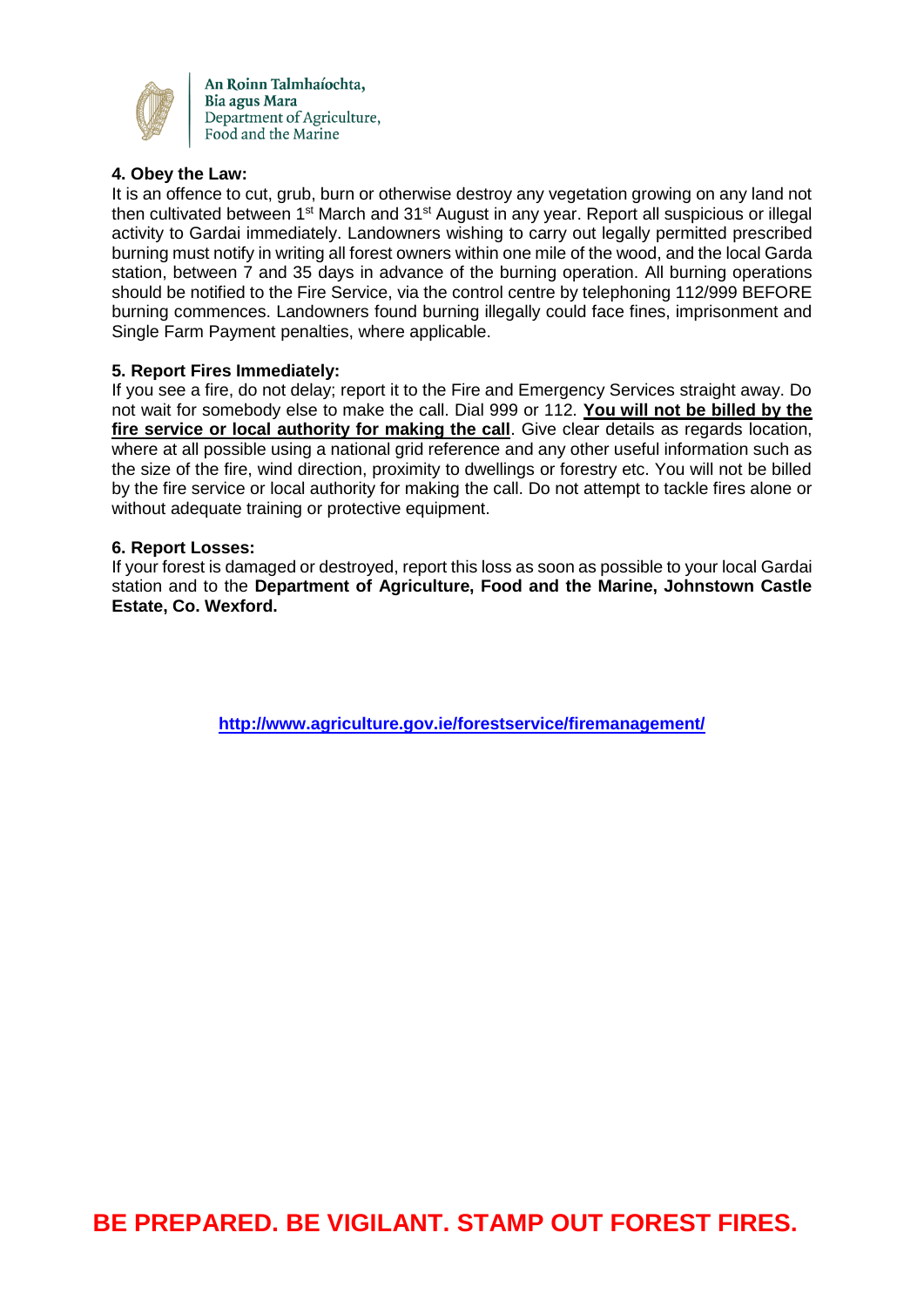**4. Obey the Law:**

It is an offence to cut, grub, burn or otherwise destroy any vegetation growing on any land not then cultivated between 1st March and 31st August in any year. Report all suspicious or illegal activity to Gardai immediately. Landowners wishing to carry out legally permitted prescribed burning must notify in writing all forest owners within one mile of the wood, and the local Garda station, between 7 and 35 days in advance of the burning operation. All burning operations should be notified to the Fire Service, via the control centre by telephoning 112/999 BEFORE burning commences. Landowners found burning illegally could face fines, imprisonment and Single Farm Payment penalties, where applicable.

**5. Report Fires Immediately:**

If you see a fire, do not delay; report it to the Fire and Emergency Services straight away. Do not wait for somebody else to make the call. Dial 999 or 112. **You will not be billed by the fire service or local authority for making the call**. Give clear details as regards location, where at all possible using a national grid reference and any other useful information such as the size of the fire, wind direction, proximity to dwellings or forestry etc. You will not be billed by the fire service or local authority for making the call. Do not attempt to tackle fires alone or without adequate training or protective equipment.

**6. Report Losses:**

If your forest is damaged or destroyed, report this loss as soon as possible to your local Gardai station and to the **Department of Agriculture, Food and the Marine, Johnstown Castle Estate, Co. Wexford.**

**http://www.agriculture.gov.ie/forestservice/firemanagement/**

**BE PREPARED. BE VIGILANT. STAMP OUT FOREST FIRES.**